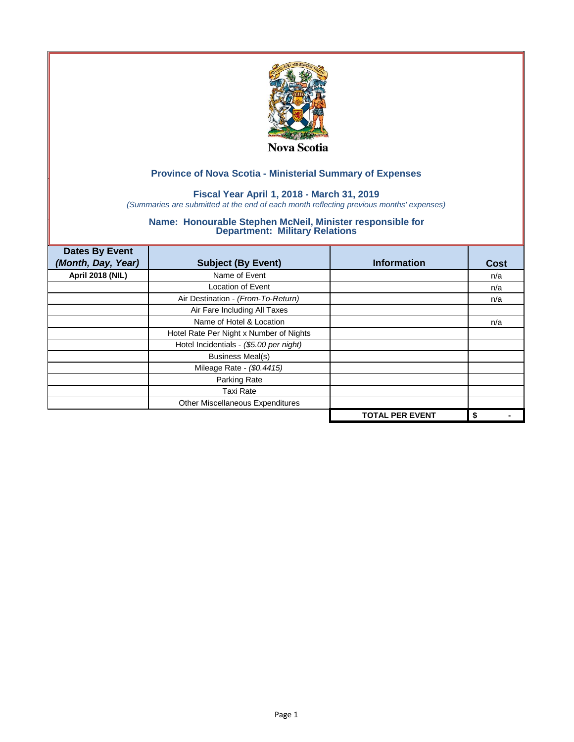Nova Scotia

## Province of Nova Scotia - Ministerial Summary of Expenses

### Fiscal Year April 1, 2018 - March 31, 2019

*(Summaries are submitted at the end of each month reflecting previous months' expenses)*

### Name: Honourable Stephen McNeil, Minister responsible for Department: Military Relations

| Dates By Event *(Month, Day, Year)* | Subject (By Event) | Information | Cost |
|---|---|---|---|
| **April 2018 (NIL)** | Name of Event | | n/a |
| | Location of Event | | n/a |
| | Air Destination - *(From-To-Return)* | | n/a |
| | Air Fare Including All Taxes | | |
| | Name of Hotel & Location | | n/a |
| | Hotel Rate Per Night x Number of Nights | | |
| | Hotel Incidentials - *($5.00 per night)* | | |
| | Business Meal(s) | | |
| | Mileage Rate - *($0.4415)* | | |
| | Parking Rate | | |
| | Taxi Rate | | |
| | Other Miscellaneous Expenditures | | |
| | | **TOTAL PER EVENT** | **$ -** |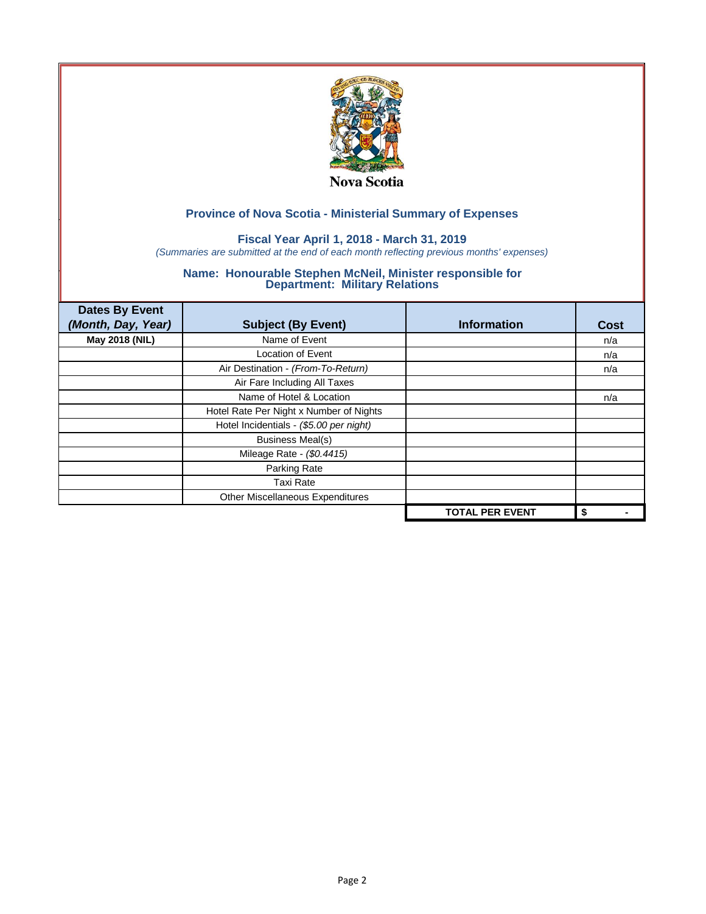Nova Scotia

## Province of Nova Scotia - Ministerial Summary of Expenses

### Fiscal Year April 1, 2018 - March 31, 2019

*(Summaries are submitted at the end of each month reflecting previous months' expenses)*

### Name: Honourable Stephen McNeil, Minister responsible for Department: Military Relations

| Dates By Event *(Month, Day, Year)* | Subject (By Event) | Information | Cost |
|---|---|---|---|
| **May 2018 (NIL)** | Name of Event | | n/a |
| | Location of Event | | n/a |
| | Air Destination - *(From-To-Return)* | | n/a |
| | Air Fare Including All Taxes | | |
| | Name of Hotel & Location | | n/a |
| | Hotel Rate Per Night x Number of Nights | | |
| | Hotel Incidentials - *($5.00 per night)* | | |
| | Business Meal(s) | | |
| | Mileage Rate - *($0.4415)* | | |
| | Parking Rate | | |
| | Taxi Rate | | |
| | Other Miscellaneous Expenditures | | |
| | | **TOTAL PER EVENT** | **$ -** |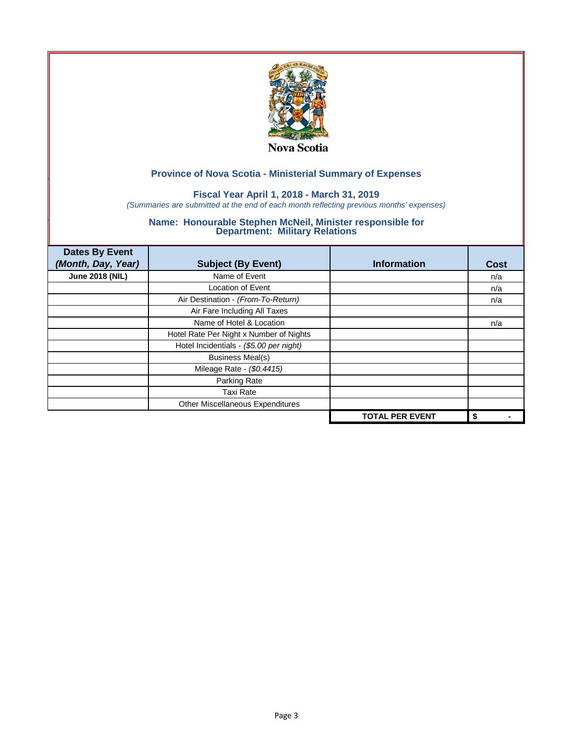Nova Scotia

## Province of Nova Scotia - Ministerial Summary of Expenses

### Fiscal Year April 1, 2018 - March 31, 2019

*(Summaries are submitted at the end of each month reflecting previous months' expenses)*

### Name: Honourable Stephen McNeil, Minister responsible for Department: Military Relations

| Dates By Event *(Month, Day, Year)* | Subject (By Event) | Information | Cost |
|---|---|---|---|
| **June 2018 (NIL)** | Name of Event | | n/a |
| | Location of Event | | n/a |
| | Air Destination - *(From-To-Return)* | | n/a |
| | Air Fare Including All Taxes | | |
| | Name of Hotel & Location | | n/a |
| | Hotel Rate Per Night x Number of Nights | | |
| | Hotel Incidentials - *($5.00 per night)* | | |
| | Business Meal(s) | | |
| | Mileage Rate - *($0.4415)* | | |
| | Parking Rate | | |
| | Taxi Rate | | |
| | Other Miscellaneous Expenditures | | |
| | | **TOTAL PER EVENT** | **$ -** |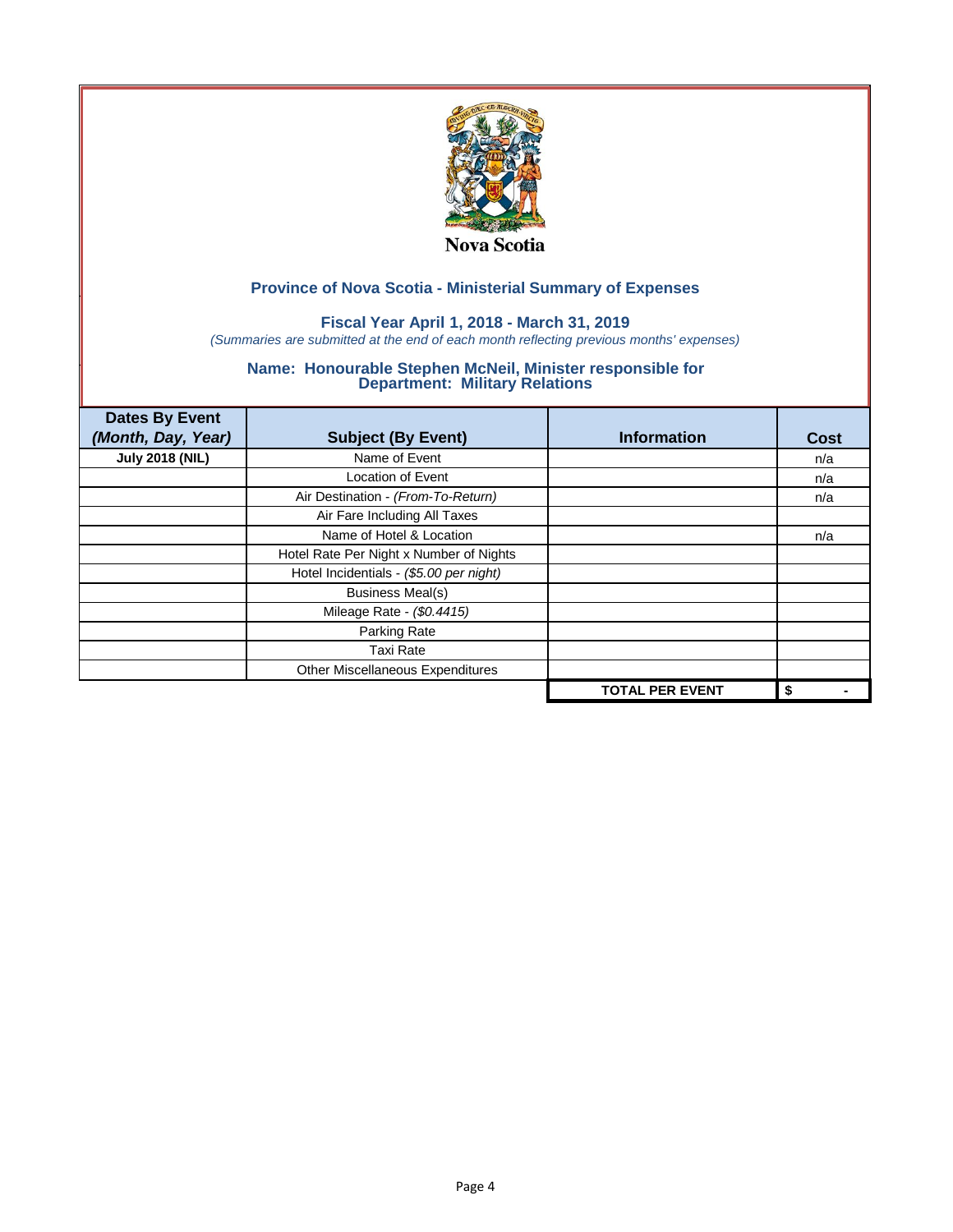Nova Scotia

## Province of Nova Scotia - Ministerial Summary of Expenses

### Fiscal Year April 1, 2018 - March 31, 2019

*(Summaries are submitted at the end of each month reflecting previous months' expenses)*

### Name: Honourable Stephen McNeil, Minister responsible for Department: Military Relations

| **Dates By Event *(Month, Day, Year)*** | **Subject (By Event)** | **Information** | **Cost** |
|---|---|---|---|
| **July 2018 (NIL)** | Name of Event | | n/a |
| | Location of Event | | n/a |
| | Air Destination - *(From-To-Return)* | | n/a |
| | Air Fare Including All Taxes | | |
| | Name of Hotel & Location | | n/a |
| | Hotel Rate Per Night x Number of Nights | | |
| | Hotel Incidentials - *($5.00 per night)* | | |
| | Business Meal(s) | | |
| | Mileage Rate - *($0.4415)* | | |
| | Parking Rate | | |
| | Taxi Rate | | |
| | Other Miscellaneous Expenditures | | |
| | | **TOTAL PER EVENT** | **$ -** |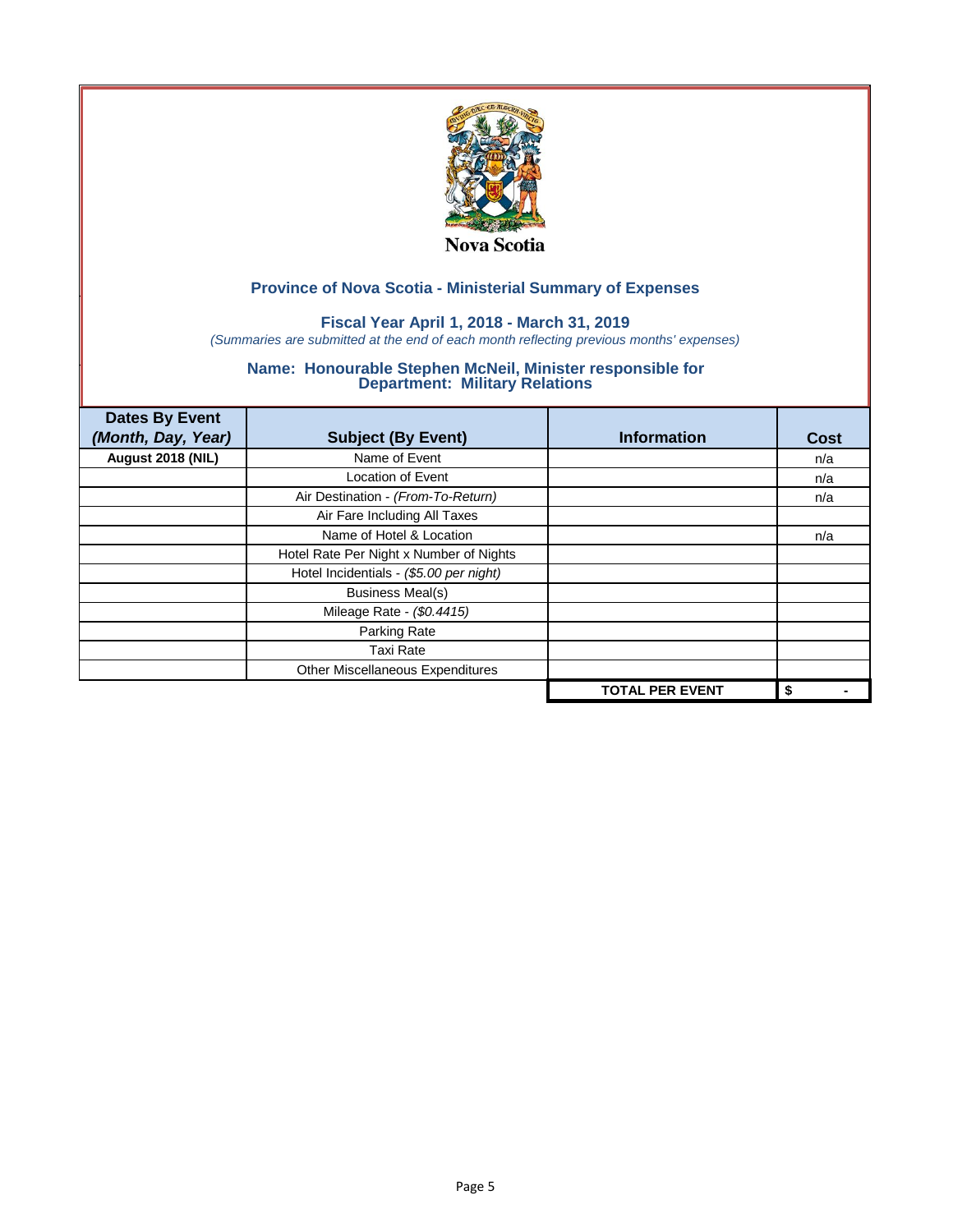Nova Scotia

## Province of Nova Scotia - Ministerial Summary of Expenses

### Fiscal Year April 1, 2018 - March 31, 2019

*(Summaries are submitted at the end of each month reflecting previous months' expenses)*

### Name: Honourable Stephen McNeil, Minister responsible for Department: Military Relations

| Dates By Event *(Month, Day, Year)* | Subject (By Event) | Information | Cost |
|---|---|---|---|
| **August 2018 (NIL)** | Name of Event | | n/a |
| | Location of Event | | n/a |
| | Air Destination - *(From-To-Return)* | | n/a |
| | Air Fare Including All Taxes | | |
| | Name of Hotel & Location | | n/a |
| | Hotel Rate Per Night x Number of Nights | | |
| | Hotel Incidentials - *($5.00 per night)* | | |
| | Business Meal(s) | | |
| | Mileage Rate - *($0.4415)* | | |
| | Parking Rate | | |
| | Taxi Rate | | |
| | Other Miscellaneous Expenditures | | |
| | | **TOTAL PER EVENT** | **$ -** |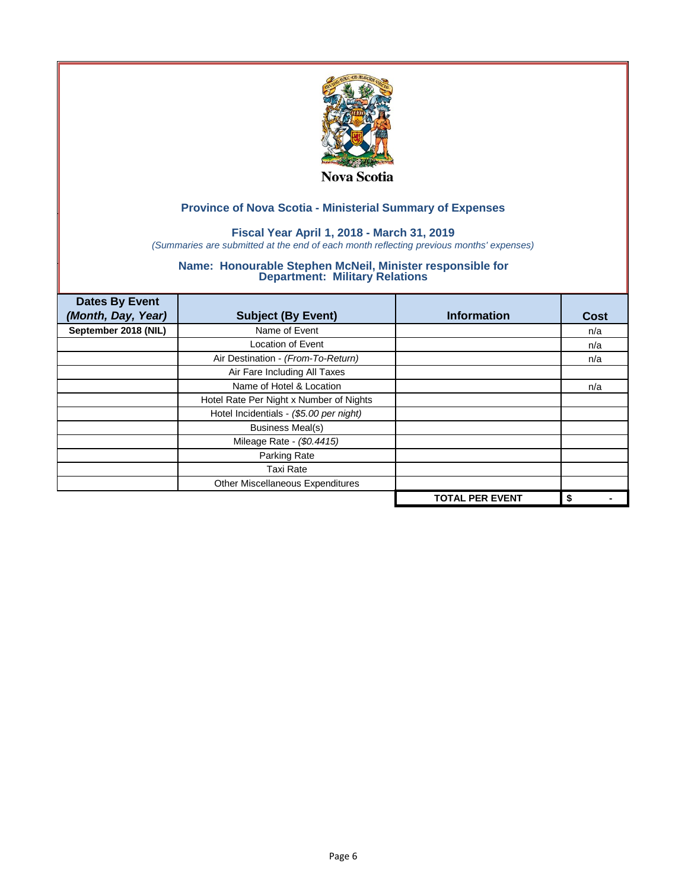Nova Scotia

## Province of Nova Scotia - Ministerial Summary of Expenses

### Fiscal Year April 1, 2018 - March 31, 2019

*(Summaries are submitted at the end of each month reflecting previous months' expenses)*

### Name: Honourable Stephen McNeil, Minister responsible for
### Department: Military Relations

| Dates By Event *(Month, Day, Year)* | Subject (By Event) | Information | Cost |
|---|---|---|---|
| **September 2018 (NIL)** | Name of Event | | n/a |
| | Location of Event | | n/a |
| | Air Destination - *(From-To-Return)* | | n/a |
| | Air Fare Including All Taxes | | |
| | Name of Hotel & Location | | n/a |
| | Hotel Rate Per Night x Number of Nights | | |
| | Hotel Incidentials - *($5.00 per night)* | | |
| | Business Meal(s) | | |
| | Mileage Rate - *($0.4415)* | | |
| | Parking Rate | | |
| | Taxi Rate | | |
| | Other Miscellaneous Expenditures | | |
| | | **TOTAL PER EVENT** | **$ -** |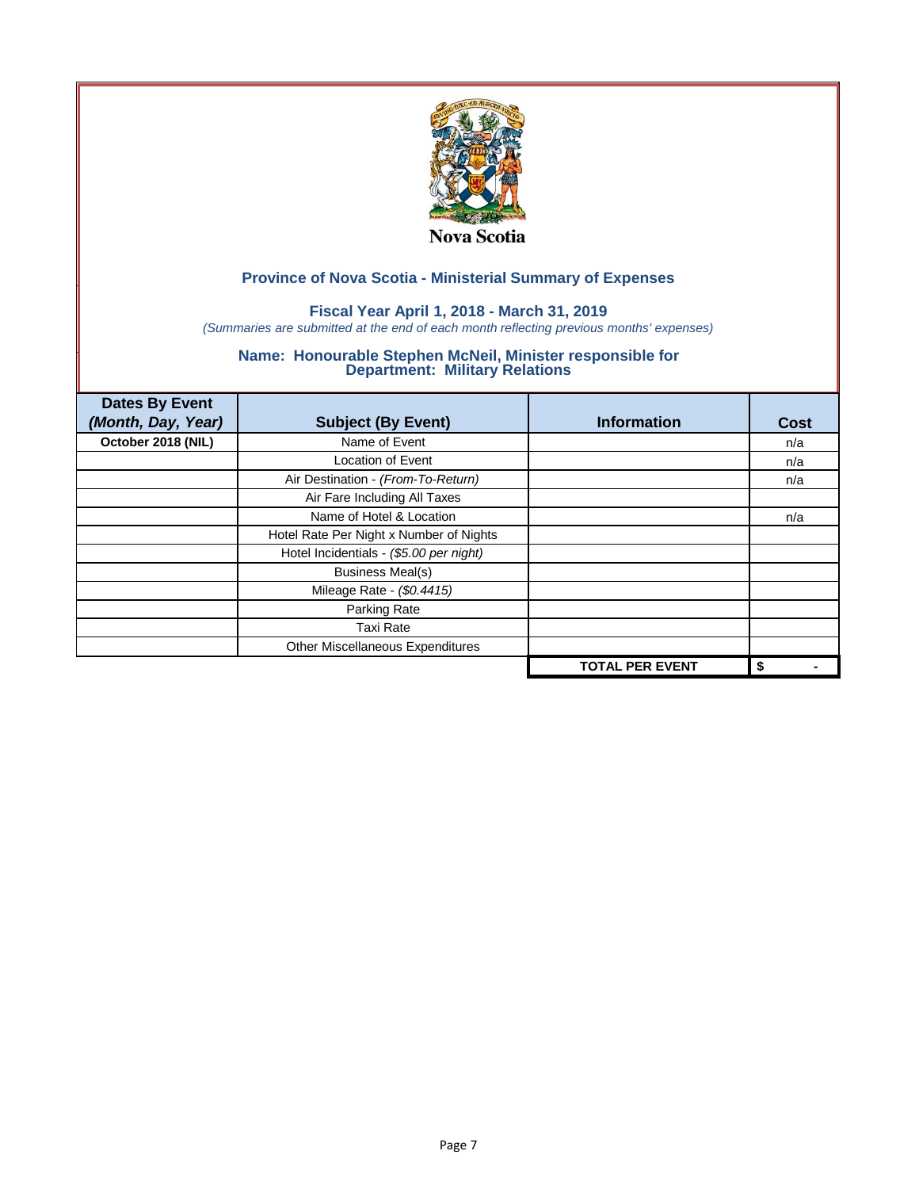Nova Scotia

## Province of Nova Scotia - Ministerial Summary of Expenses

### Fiscal Year April 1, 2018 - March 31, 2019

*(Summaries are submitted at the end of each month reflecting previous months' expenses)*

### Name: Honourable Stephen McNeil, Minister responsible for Department: Military Relations

| Dates By Event *(Month, Day, Year)* | Subject (By Event) | Information | Cost |
|---|---|---|---|
| **October 2018 (NIL)** | Name of Event | | n/a |
| | Location of Event | | n/a |
| | Air Destination - *(From-To-Return)* | | n/a |
| | Air Fare Including All Taxes | | |
| | Name of Hotel & Location | | n/a |
| | Hotel Rate Per Night x Number of Nights | | |
| | Hotel Incidentials - *($5.00 per night)* | | |
| | Business Meal(s) | | |
| | Mileage Rate - *($0.4415)* | | |
| | Parking Rate | | |
| | Taxi Rate | | |
| | Other Miscellaneous Expenditures | | |
| | | **TOTAL PER EVENT** | **$ -** |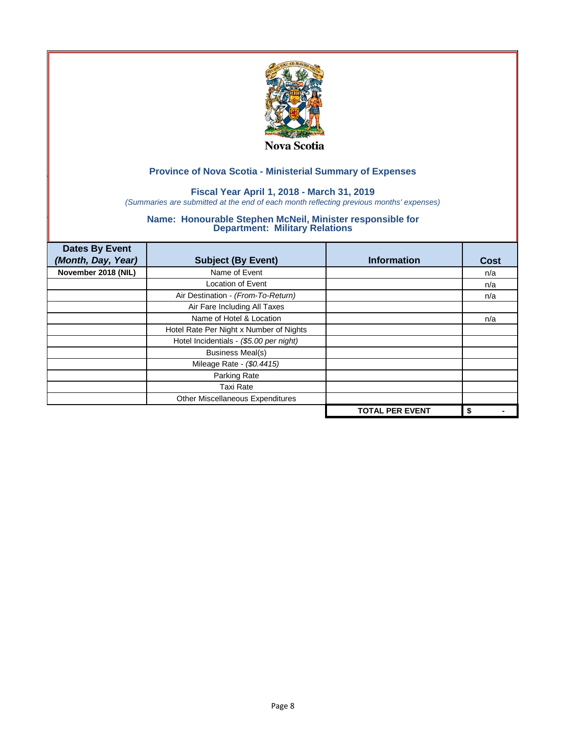Nova Scotia

## Province of Nova Scotia - Ministerial Summary of Expenses

### Fiscal Year April 1, 2018 - March 31, 2019

*(Summaries are submitted at the end of each month reflecting previous months' expenses)*

### Name: Honourable Stephen McNeil, Minister responsible for Department: Military Relations

| Dates By Event *(Month, Day, Year)* | Subject (By Event) | Information | Cost |
|---|---|---|---|
| **November 2018 (NIL)** | Name of Event | | n/a |
| | Location of Event | | n/a |
| | Air Destination - *(From-To-Return)* | | n/a |
| | Air Fare Including All Taxes | | |
| | Name of Hotel & Location | | n/a |
| | Hotel Rate Per Night x Number of Nights | | |
| | Hotel Incidentials - *($5.00 per night)* | | |
| | Business Meal(s) | | |
| | Mileage Rate - *($0.4415)* | | |
| | Parking Rate | | |
| | Taxi Rate | | |
| | Other Miscellaneous Expenditures | | |
| | | **TOTAL PER EVENT** | **$ -** |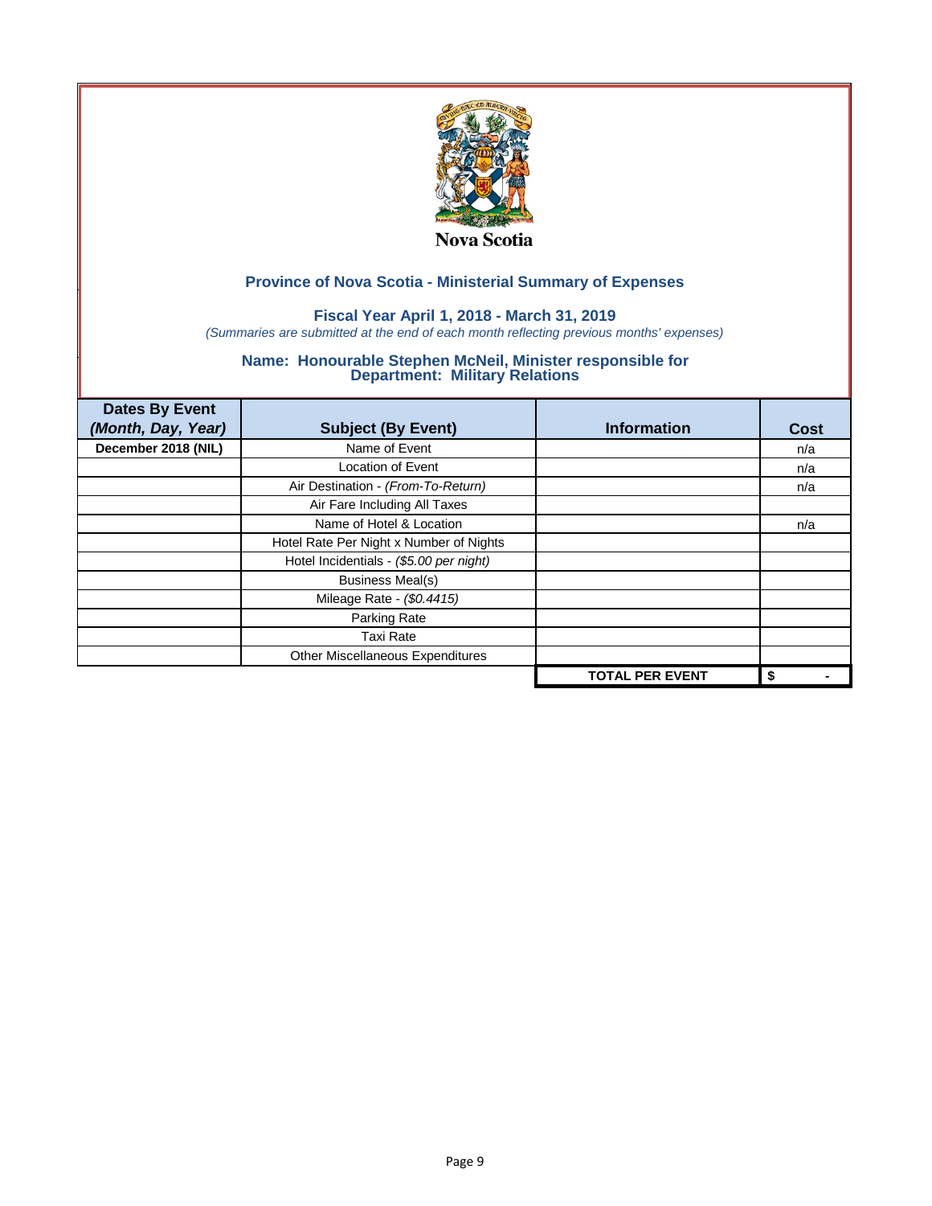Nova Scotia

## Province of Nova Scotia - Ministerial Summary of Expenses

### Fiscal Year April 1, 2018 - March 31, 2019

*(Summaries are submitted at the end of each month reflecting previous months' expenses)*

### Name: Honourable Stephen McNeil, Minister responsible for Department: Military Relations

| Dates By Event *(Month, Day, Year)* | Subject (By Event) | Information | Cost |
|---|---|---|---|
| **December 2018 (NIL)** | Name of Event | | n/a |
| | Location of Event | | n/a |
| | Air Destination - *(From-To-Return)* | | n/a |
| | Air Fare Including All Taxes | | |
| | Name of Hotel & Location | | n/a |
| | Hotel Rate Per Night x Number of Nights | | |
| | Hotel Incidentials - *($5.00 per night)* | | |
| | Business Meal(s) | | |
| | Mileage Rate - *($0.4415)* | | |
| | Parking Rate | | |
| | Taxi Rate | | |
| | Other Miscellaneous Expenditures | | |
| | | **TOTAL PER EVENT** | **$ -** |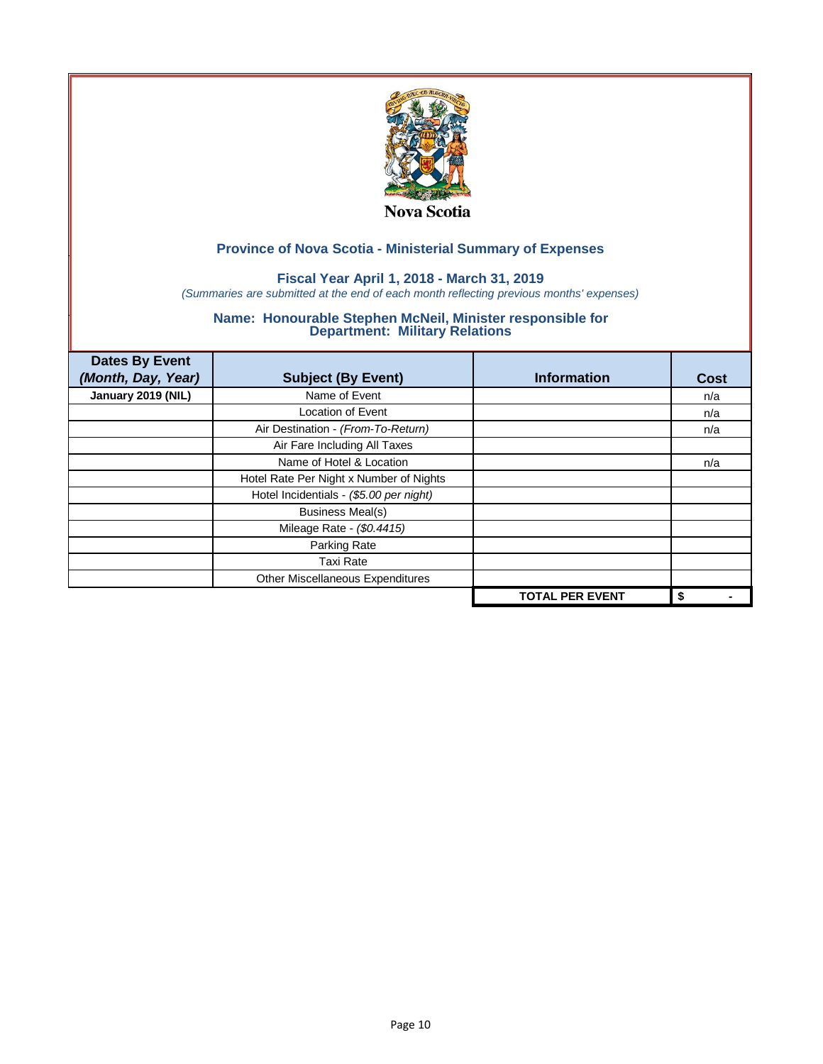Nova Scotia

## Province of Nova Scotia - Ministerial Summary of Expenses

### Fiscal Year April 1, 2018 - March 31, 2019

*(Summaries are submitted at the end of each month reflecting previous months' expenses)*

### Name: Honourable Stephen McNeil, Minister responsible for Department: Military Relations

| Dates By Event *(Month, Day, Year)* | Subject (By Event) | Information | Cost |
|---|---|---|---|
| **January 2019 (NIL)** | Name of Event | | n/a |
| | Location of Event | | n/a |
| | Air Destination - *(From-To-Return)* | | n/a |
| | Air Fare Including All Taxes | | |
| | Name of Hotel & Location | | n/a |
| | Hotel Rate Per Night x Number of Nights | | |
| | Hotel Incidentials - *($5.00 per night)* | | |
| | Business Meal(s) | | |
| | Mileage Rate - *($0.4415)* | | |
| | Parking Rate | | |
| | Taxi Rate | | |
| | Other Miscellaneous Expenditures | | |
| | | **TOTAL PER EVENT** | **$ -** |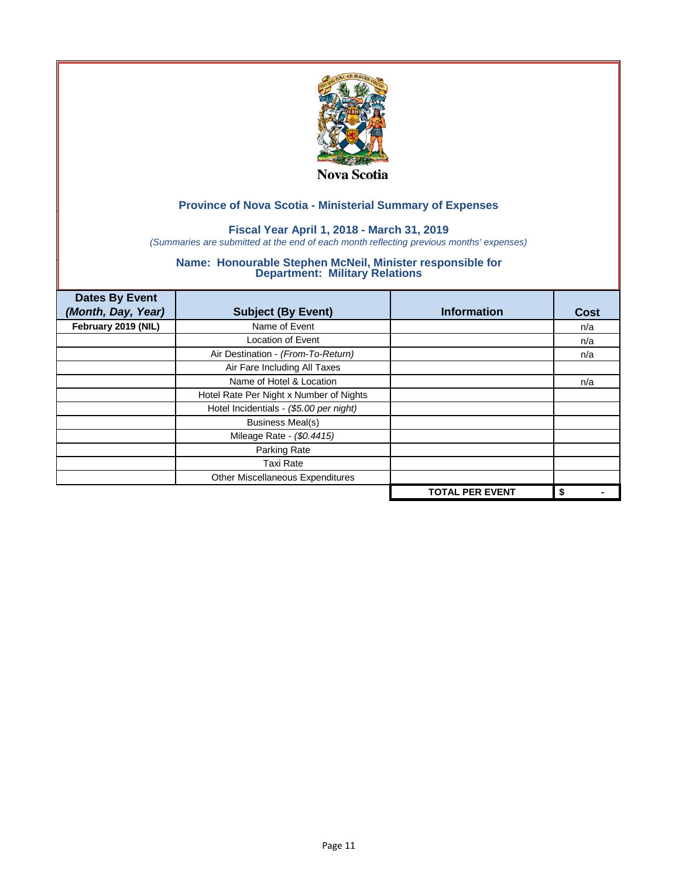Nova Scotia

## Province of Nova Scotia - Ministerial Summary of Expenses

### Fiscal Year April 1, 2018 - March 31, 2019

*(Summaries are submitted at the end of each month reflecting previous months' expenses)*

### Name: Honourable Stephen McNeil, Minister responsible for Department: Military Relations

| Dates By Event *(Month, Day, Year)* | Subject (By Event) | Information | Cost |
|---|---|---|---|
| **February 2019 (NIL)** | Name of Event | | n/a |
| | Location of Event | | n/a |
| | Air Destination - *(From-To-Return)* | | n/a |
| | Air Fare Including All Taxes | | |
| | Name of Hotel & Location | | n/a |
| | Hotel Rate Per Night x Number of Nights | | |
| | Hotel Incidentials - *($5.00 per night)* | | |
| | Business Meal(s) | | |
| | Mileage Rate - *($0.4415)* | | |
| | Parking Rate | | |
| | Taxi Rate | | |
| | Other Miscellaneous Expenditures | | |
| | | **TOTAL PER EVENT** | **$ -** |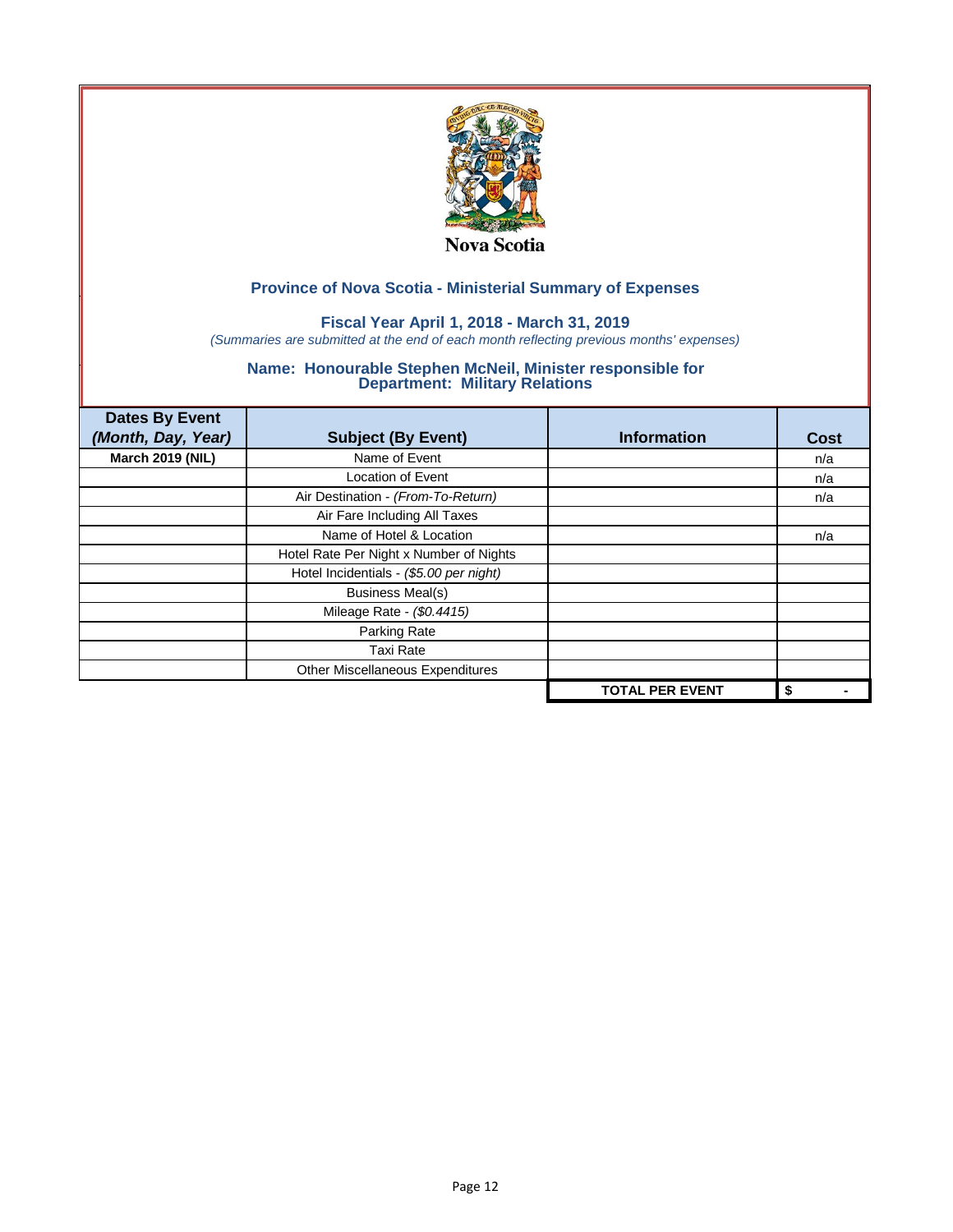Nova Scotia

## Province of Nova Scotia - Ministerial Summary of Expenses

### Fiscal Year April 1, 2018 - March 31, 2019

*(Summaries are submitted at the end of each month reflecting previous months' expenses)*

### Name: Honourable Stephen McNeil, Minister responsible for Department: Military Relations

| Dates By Event *(Month, Day, Year)* | Subject (By Event) | Information | Cost |
|---|---|---|---|
| **March 2019 (NIL)** | Name of Event | | n/a |
| | Location of Event | | n/a |
| | Air Destination - *(From-To-Return)* | | n/a |
| | Air Fare Including All Taxes | | |
| | Name of Hotel & Location | | n/a |
| | Hotel Rate Per Night x Number of Nights | | |
| | Hotel Incidentials - *($5.00 per night)* | | |
| | Business Meal(s) | | |
| | Mileage Rate - *($0.4415)* | | |
| | Parking Rate | | |
| | Taxi Rate | | |
| | Other Miscellaneous Expenditures | | |
| | | **TOTAL PER EVENT** | **$ -** |